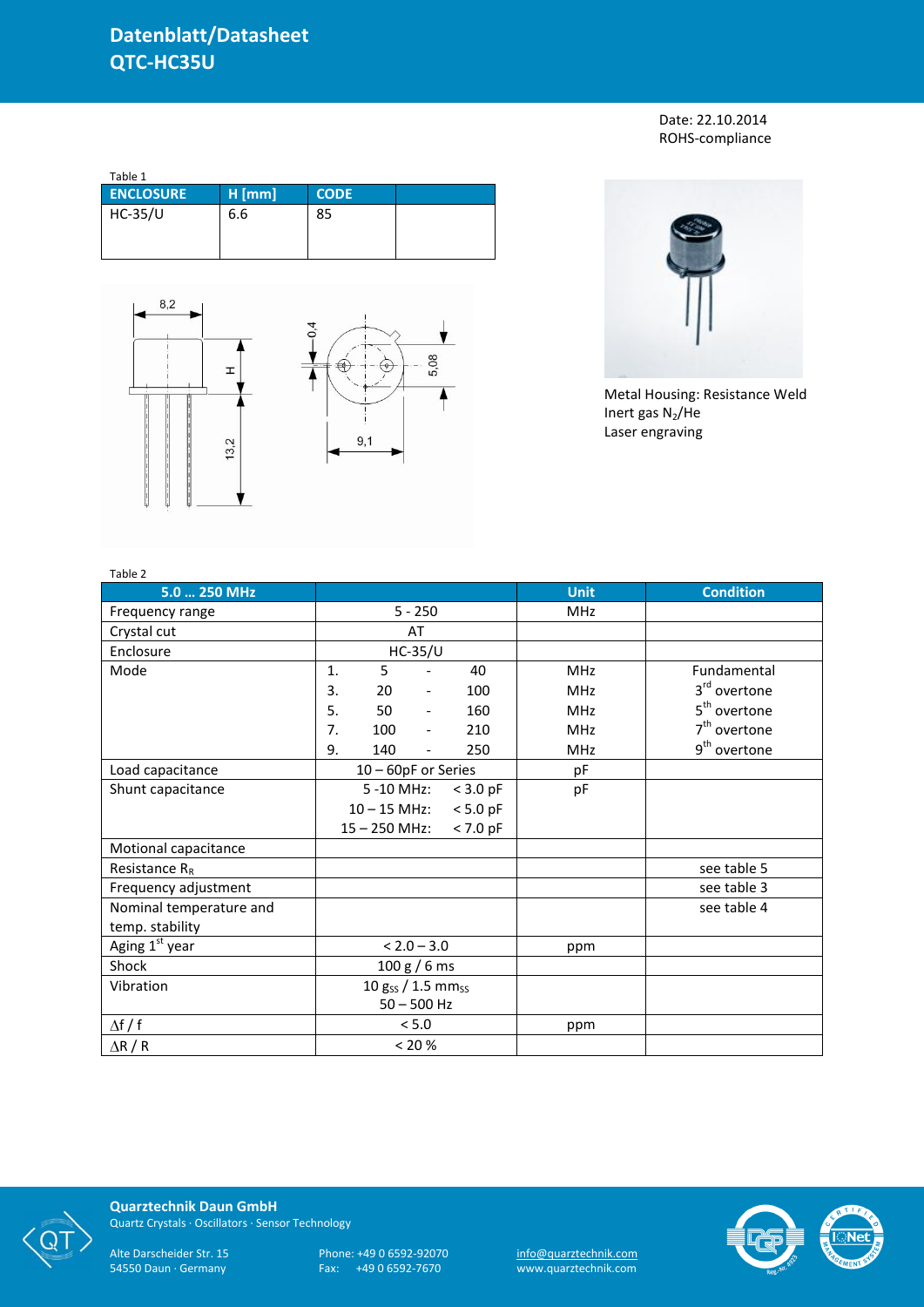# Datenblatt/Datasheet QTC-HC35U

Date: 22.10.2014
ROHS-compliance

Table 1

| ENCLOSURE | H [mm] | CODE | |
|---|---|---|---|
| HC-35/U | 6.6 | 85 | |

Metal Housing: Resistance Weld
Inert gas $N_2$/He
Laser engraving

Table 2

| 5.0 … 250 MHz | | Unit | Condition |
|---|---|---|---|
| Frequency range | 5 - 250 | MHz | |
| Crystal cut | AT | | |
| Enclosure | HC-35/U | | |
| Mode | 1. 5 - 40 | MHz | Fundamental |
| | 3. 20 - 100 | MHz | $3^{rd}$ overtone |
| | 5. 50 - 160 | MHz | $5^{th}$ overtone |
| | 7. 100 - 210 | MHz | $7^{th}$ overtone |
| | 9. 140 - 250 | MHz | $9^{th}$ overtone |
| Load capacitance | 10 – 60pF or Series | pF | |
| Shunt capacitance | 5 -10 MHz: < 3.0 pF | pF | |
| | 10 – 15 MHz: < 5.0 pF | | |
| | 15 – 250 MHz: < 7.0 pF | | |
| Motional capacitance | | | |
| Resistance $R_R$ | | | see table 5 |
| Frequency adjustment | | | see table 3 |
| Nominal temperature and temp. stability | | | see table 4 |
| Aging $1^{st}$ year | < 2.0 – 3.0 | ppm | |
| Shock | 100 g / 6 ms | | |
| Vibration | 10 $g_{SS}$ / 1.5 $mm_{SS}$ 50 – 500 Hz | | |
| $\Delta f$ / f | < 5.0 | ppm | |
| $\Delta R$ / R | < 20 % | | |

**Quarztechnik Daun GmbH**
Quartz Crystals · Oscillators · Sensor Technology

Alte Darscheider Str. 15
54550 Daun · Germany

Phone: +49 0 6592-92070
Fax: +49 0 6592-7670

info@quarztechnik.com
www.quarztechnik.com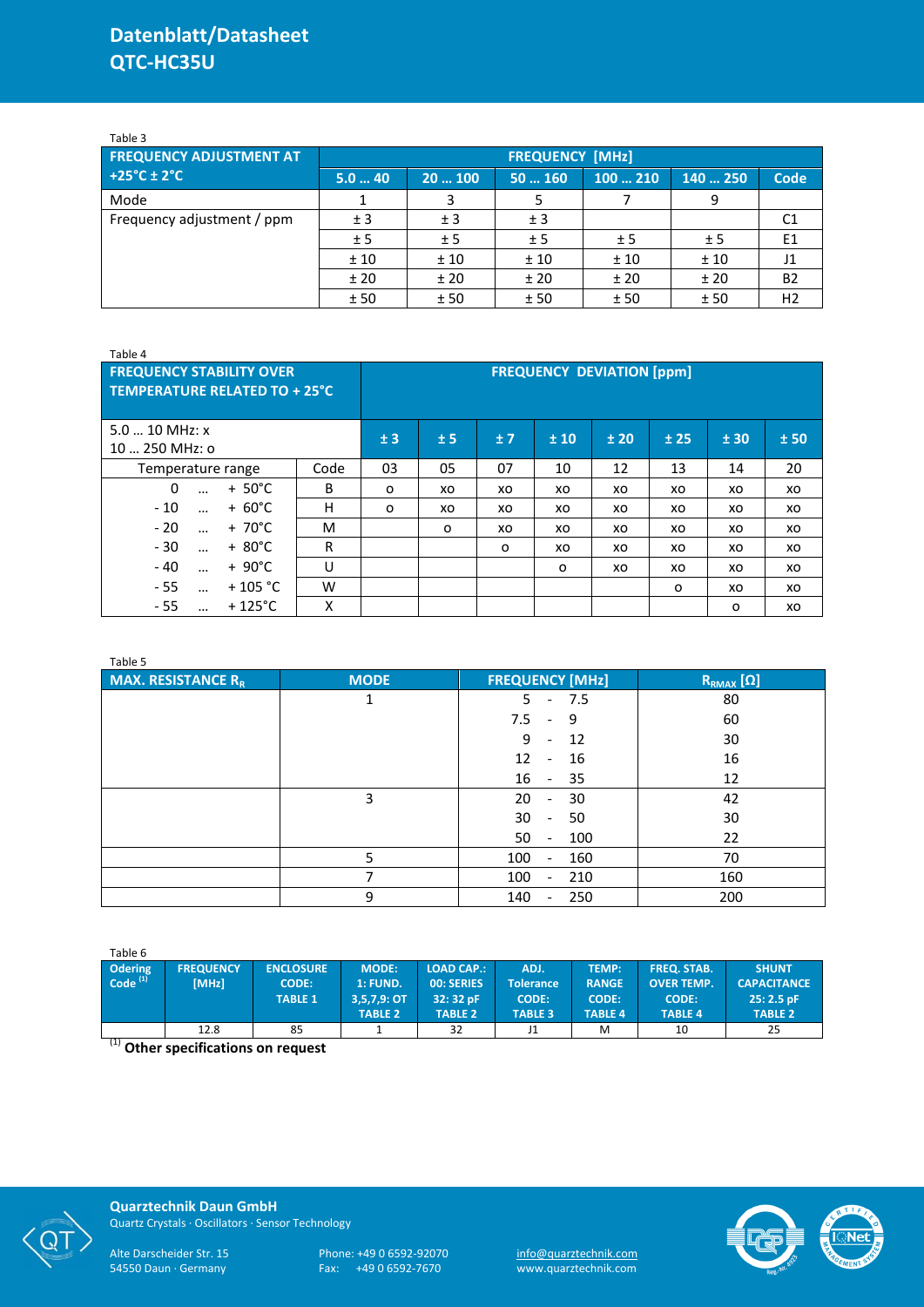Table 3

| FREQUENCY ADJUSTMENT AT +25°C ± 2°C | FREQUENCY [MHz] | | | | | |
|---|---|---|---|---|---|---|
| | 5.0 … 40 | 20 … 100 | 50 … 160 | 100 … 210 | 140 … 250 | Code |
| Mode | 1 | 3 | 5 | 7 | 9 | |
| Frequency adjustment / ppm | ± 3 | ± 3 | ± 3 | | | C1 |
| | ± 5 | ± 5 | ± 5 | ± 5 | ± 5 | E1 |
| | ± 10 | ± 10 | ± 10 | ± 10 | ± 10 | J1 |
| | ± 20 | ± 20 | ± 20 | ± 20 | ± 20 | B2 |
| | ± 50 | ± 50 | ± 50 | ± 50 | ± 50 | H2 |

Table 4

| FREQUENCY STABILITY OVER TEMPERATURE RELATED TO + 25°C | | FREQUENCY DEVIATION [ppm] | | | | | | | |
|---|---|---|---|---|---|---|---|---|---|
| 5.0 … 10 MHz: x<br>10 … 250 MHz: o | | ± 3 | ± 5 | ± 7 | ± 10 | ± 20 | ± 25 | ± 30 | ± 50 |
| Temperature range | Code | 03 | 05 | 07 | 10 | 12 | 13 | 14 | 20 |
| 0 … + 50°C | B | o | xo | xo | xo | xo | xo | xo | xo |
| - 10 … + 60°C | H | o | xo | xo | xo | xo | xo | xo | xo |
| - 20 … + 70°C | M | | o | xo | xo | xo | xo | xo | xo |
| - 30 … + 80°C | R | | | o | xo | xo | xo | xo | xo |
| - 40 … + 90°C | U | | | | o | xo | xo | xo | xo |
| - 55 … + 105 °C | W | | | | | | o | xo | xo |
| - 55 … + 125°C | X | | | | | | | o | xo |

Table 5

| MAX. RESISTANCE $R_R$ | MODE | FREQUENCY [MHz] | $R_{RMAX}$ [Ω] |
|---|---|---|---|
| | 1 | 5 - 7.5 | 80 |
| | | 7.5 - 9 | 60 |
| | | 9 - 12 | 30 |
| | | 12 - 16 | 16 |
| | | 16 - 35 | 12 |
| | 3 | 20 - 30 | 42 |
| | | 30 - 50 | 30 |
| | | 50 - 100 | 22 |
| | 5 | 100 - 160 | 70 |
| | 7 | 100 - 210 | 160 |
| | 9 | 140 - 250 | 200 |

Table 6

| Odering Code [(1)] | FREQUENCY [MHz] | ENCLOSURE CODE: TABLE 1 | MODE: 1: FUND. 3,5,7,9: OT TABLE 2 | LOAD CAP.: 00: SERIES 32: 32 pF TABLE 2 | ADJ. Tolerance CODE: TABLE 3 | TEMP: RANGE CODE: TABLE 4 | FREQ. STAB. OVER TEMP. CODE: TABLE 4 | SHUNT CAPACITANCE 25: 2.5 pF TABLE 2 |
|---|---|---|---|---|---|---|---|---|
| | 12.8 | 85 | 1 | 32 | J1 | M | 10 | 25 |

[(1)] **Other specifications on request**

**Quarztechnik Daun GmbH**
Quartz Crystals · Oscillators · Sensor Technology

Alte Darscheider Str. 15
54550 Daun · Germany

Phone: +49 0 6592-92070
Fax: +49 0 6592-7670

info@quarztechnik.com
www.quarztechnik.com